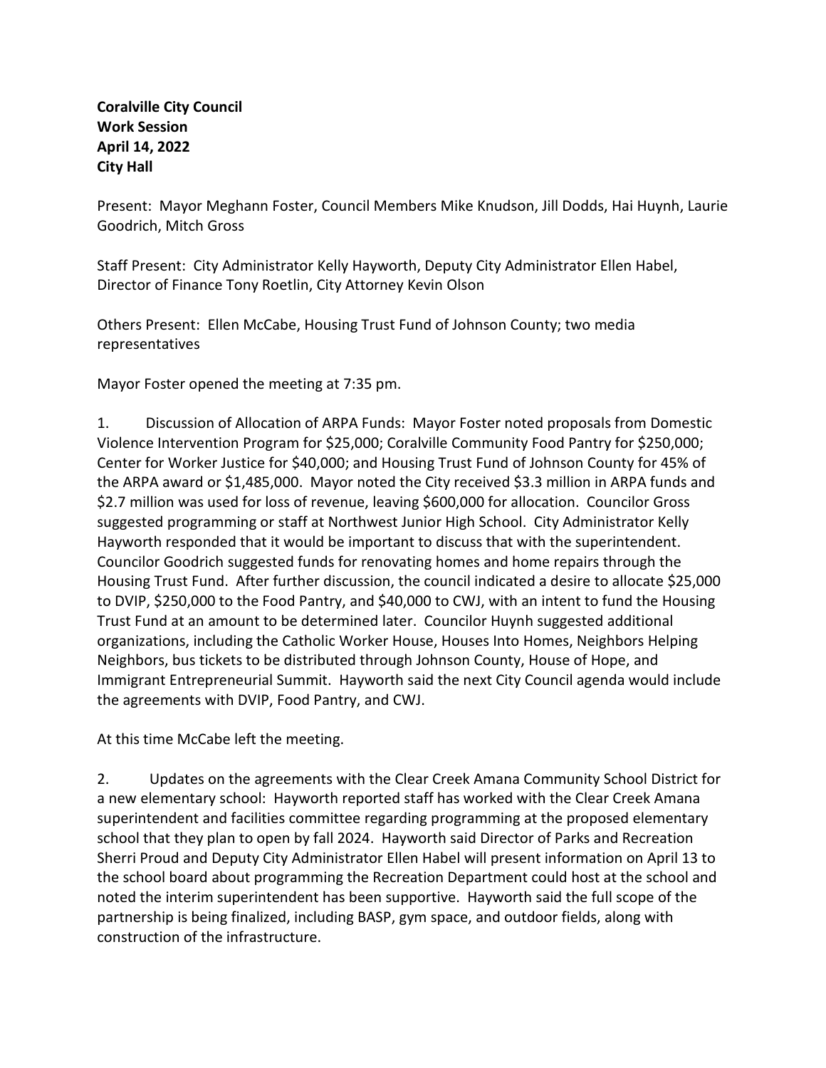**Coralville City Council**
**Work Session**
**April 14, 2022**
**City Hall**

Present: Mayor Meghann Foster, Council Members Mike Knudson, Jill Dodds, Hai Huynh, Laurie Goodrich, Mitch Gross

Staff Present: City Administrator Kelly Hayworth, Deputy City Administrator Ellen Habel, Director of Finance Tony Roetlin, City Attorney Kevin Olson

Others Present: Ellen McCabe, Housing Trust Fund of Johnson County; two media representatives

Mayor Foster opened the meeting at 7:35 pm.

1. Discussion of Allocation of ARPA Funds: Mayor Foster noted proposals from Domestic Violence Intervention Program for $25,000; Coralville Community Food Pantry for $250,000; Center for Worker Justice for $40,000; and Housing Trust Fund of Johnson County for 45% of the ARPA award or $1,485,000. Mayor noted the City received $3.3 million in ARPA funds and $2.7 million was used for loss of revenue, leaving $600,000 for allocation. Councilor Gross suggested programming or staff at Northwest Junior High School. City Administrator Kelly Hayworth responded that it would be important to discuss that with the superintendent. Councilor Goodrich suggested funds for renovating homes and home repairs through the Housing Trust Fund. After further discussion, the council indicated a desire to allocate $25,000 to DVIP, $250,000 to the Food Pantry, and $40,000 to CWJ, with an intent to fund the Housing Trust Fund at an amount to be determined later. Councilor Huynh suggested additional organizations, including the Catholic Worker House, Houses Into Homes, Neighbors Helping Neighbors, bus tickets to be distributed through Johnson County, House of Hope, and Immigrant Entrepreneurial Summit. Hayworth said the next City Council agenda would include the agreements with DVIP, Food Pantry, and CWJ.

At this time McCabe left the meeting.

2. Updates on the agreements with the Clear Creek Amana Community School District for a new elementary school: Hayworth reported staff has worked with the Clear Creek Amana superintendent and facilities committee regarding programming at the proposed elementary school that they plan to open by fall 2024. Hayworth said Director of Parks and Recreation Sherri Proud and Deputy City Administrator Ellen Habel will present information on April 13 to the school board about programming the Recreation Department could host at the school and noted the interim superintendent has been supportive. Hayworth said the full scope of the partnership is being finalized, including BASP, gym space, and outdoor fields, along with construction of the infrastructure.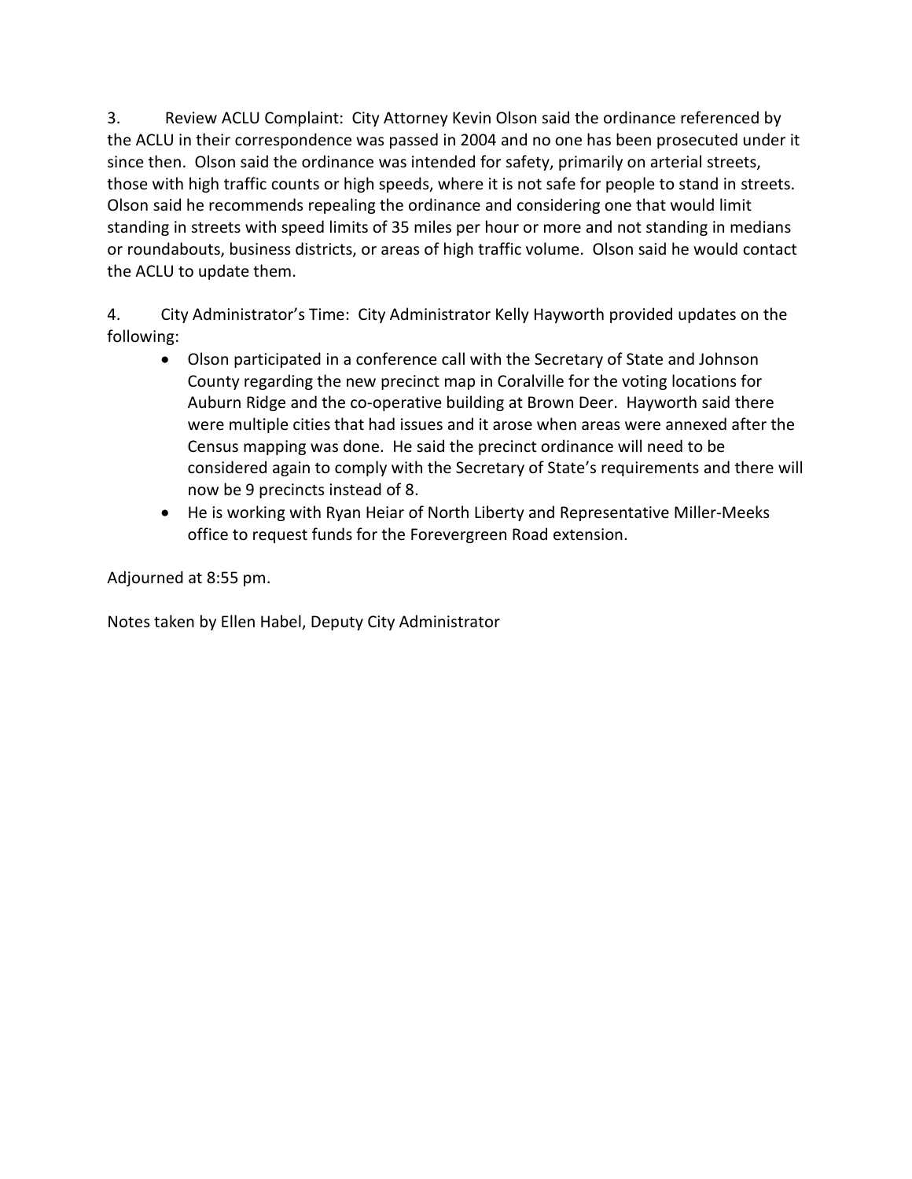3. Review ACLU Complaint: City Attorney Kevin Olson said the ordinance referenced by the ACLU in their correspondence was passed in 2004 and no one has been prosecuted under it since then. Olson said the ordinance was intended for safety, primarily on arterial streets, those with high traffic counts or high speeds, where it is not safe for people to stand in streets. Olson said he recommends repealing the ordinance and considering one that would limit standing in streets with speed limits of 35 miles per hour or more and not standing in medians or roundabouts, business districts, or areas of high traffic volume. Olson said he would contact the ACLU to update them.

4. City Administrator's Time: City Administrator Kelly Hayworth provided updates on the following:

- Olson participated in a conference call with the Secretary of State and Johnson County regarding the new precinct map in Coralville for the voting locations for Auburn Ridge and the co-operative building at Brown Deer. Hayworth said there were multiple cities that had issues and it arose when areas were annexed after the Census mapping was done. He said the precinct ordinance will need to be considered again to comply with the Secretary of State's requirements and there will now be 9 precincts instead of 8.
- He is working with Ryan Heiar of North Liberty and Representative Miller-Meeks office to request funds for the Forevergreen Road extension.

Adjourned at 8:55 pm.

Notes taken by Ellen Habel, Deputy City Administrator